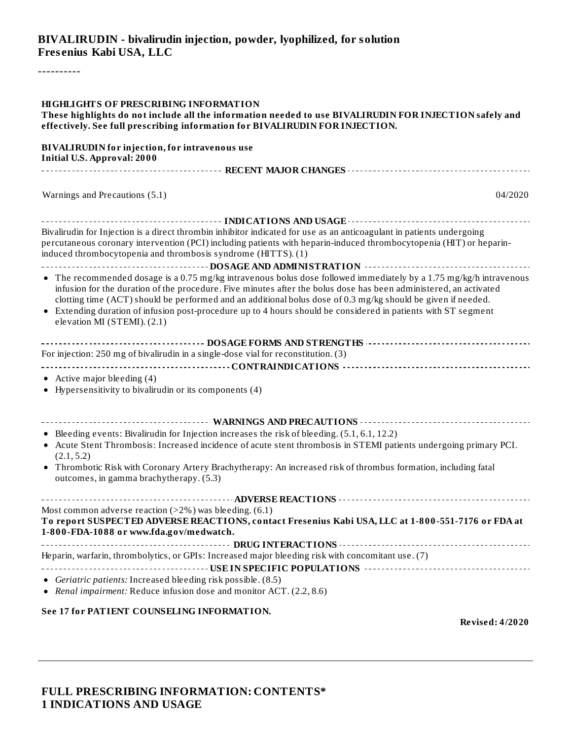# BIVALIRUDIN - bivalirudin injection, powder, lyophilized, for solution
**Fresenius Kabi USA, LLC**

----------

**HIGHLIGHTS OF PRESCRIBING INFORMATION**
**These highlights do not include all the information needed to use BIVALIRUDIN FOR INJECTION safely and effectively. See full prescribing information for BIVALIRUDIN FOR INJECTION.**

**BIVALIRUDIN for injection, for intravenous use**
**Initial U.S. Approval: 2000**

**RECENT MAJOR CHANGES**

Warnings and Precautions (5.1) 04/2020

**INDICATIONS AND USAGE**

Bivalirudin for Injection is a direct thrombin inhibitor indicated for use as an anticoagulant in patients undergoing percutaneous coronary intervention (PCI) including patients with heparin-induced thrombocytopenia (HIT) or heparin-induced thrombocytopenia and thrombosis syndrome (HITTS). (1)

**DOSAGE AND ADMINISTRATION**

- The recommended dosage is a 0.75 mg/kg intravenous bolus dose followed immediately by a 1.75 mg/kg/h intravenous infusion for the duration of the procedure. Five minutes after the bolus dose has been administered, an activated clotting time (ACT) should be performed and an additional bolus dose of 0.3 mg/kg should be given if needed.
- Extending duration of infusion post-procedure up to 4 hours should be considered in patients with ST segment elevation MI (STEMI). (2.1)

**DOSAGE FORMS AND STRENGTHS**

For injection: 250 mg of bivalirudin in a single-dose vial for reconstitution. (3)

**CONTRAINDICATIONS**

- Active major bleeding (4)
- Hypersensitivity to bivalirudin or its components (4)

**WARNINGS AND PRECAUTIONS**

- Bleeding events: Bivalirudin for Injection increases the risk of bleeding. (5.1, 6.1, 12.2)
- Acute Stent Thrombosis: Increased incidence of acute stent thrombosis in STEMI patients undergoing primary PCI. (2.1, 5.2)
- Thrombotic Risk with Coronary Artery Brachytherapy: An increased risk of thrombus formation, including fatal outcomes, in gamma brachytherapy. (5.3)

**ADVERSE REACTIONS**

Most common adverse reaction (>2%) was bleeding. (6.1)
**To report SUSPECTED ADVERSE REACTIONS, contact Fresenius Kabi USA, LLC at 1-800-551-7176 or FDA at 1-800-FDA-1088 or www.fda.gov/medwatch.**

**DRUG INTERACTIONS**

Heparin, warfarin, thrombolytics, or GPIs: Increased major bleeding risk with concomitant use. (7)

**USE IN SPECIFIC POPULATIONS**

- *Geriatric patients:* Increased bleeding risk possible. (8.5)
- *Renal impairment:* Reduce infusion dose and monitor ACT. (2.2, 8.6)

**See 17 for PATIENT COUNSELING INFORMATION.**

**Revised: 4/2020**

---

## FULL PRESCRIBING INFORMATION: CONTENTS*
## 1 INDICATIONS AND USAGE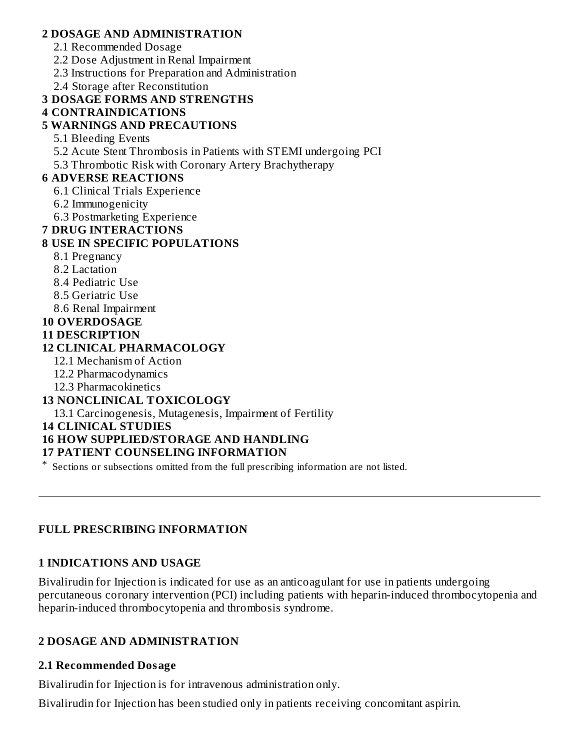**2 DOSAGE AND ADMINISTRATION**

- 2.1 Recommended Dosage
- 2.2 Dose Adjustment in Renal Impairment
- 2.3 Instructions for Preparation and Administration
- 2.4 Storage after Reconstitution

**3 DOSAGE FORMS AND STRENGTHS**

**4 CONTRAINDICATIONS**

**5 WARNINGS AND PRECAUTIONS**

- 5.1 Bleeding Events
- 5.2 Acute Stent Thrombosis in Patients with STEMI undergoing PCI
- 5.3 Thrombotic Risk with Coronary Artery Brachytherapy

**6 ADVERSE REACTIONS**

- 6.1 Clinical Trials Experience
- 6.2 Immunogenicity
- 6.3 Postmarketing Experience

**7 DRUG INTERACTIONS**

**8 USE IN SPECIFIC POPULATIONS**

- 8.1 Pregnancy
- 8.2 Lactation
- 8.4 Pediatric Use
- 8.5 Geriatric Use
- 8.6 Renal Impairment

**10 OVERDOSAGE**

**11 DESCRIPTION**

**12 CLINICAL PHARMACOLOGY**

- 12.1 Mechanism of Action
- 12.2 Pharmacodynamics
- 12.3 Pharmacokinetics

**13 NONCLINICAL TOXICOLOGY**

- 13.1 Carcinogenesis, Mutagenesis, Impairment of Fertility

**14 CLINICAL STUDIES**

**16 HOW SUPPLIED/STORAGE AND HANDLING**

**17 PATIENT COUNSELING INFORMATION**

* Sections or subsections omitted from the full prescribing information are not listed.

---

## FULL PRESCRIBING INFORMATION

## 1 INDICATIONS AND USAGE

Bivalirudin for Injection is indicated for use as an anticoagulant for use in patients undergoing percutaneous coronary intervention (PCI) including patients with heparin-induced thrombocytopenia and heparin-induced thrombocytopenia and thrombosis syndrome.

## 2 DOSAGE AND ADMINISTRATION

### 2.1 Recommended Dosage

Bivalirudin for Injection is for intravenous administration only.

Bivalirudin for Injection has been studied only in patients receiving concomitant aspirin.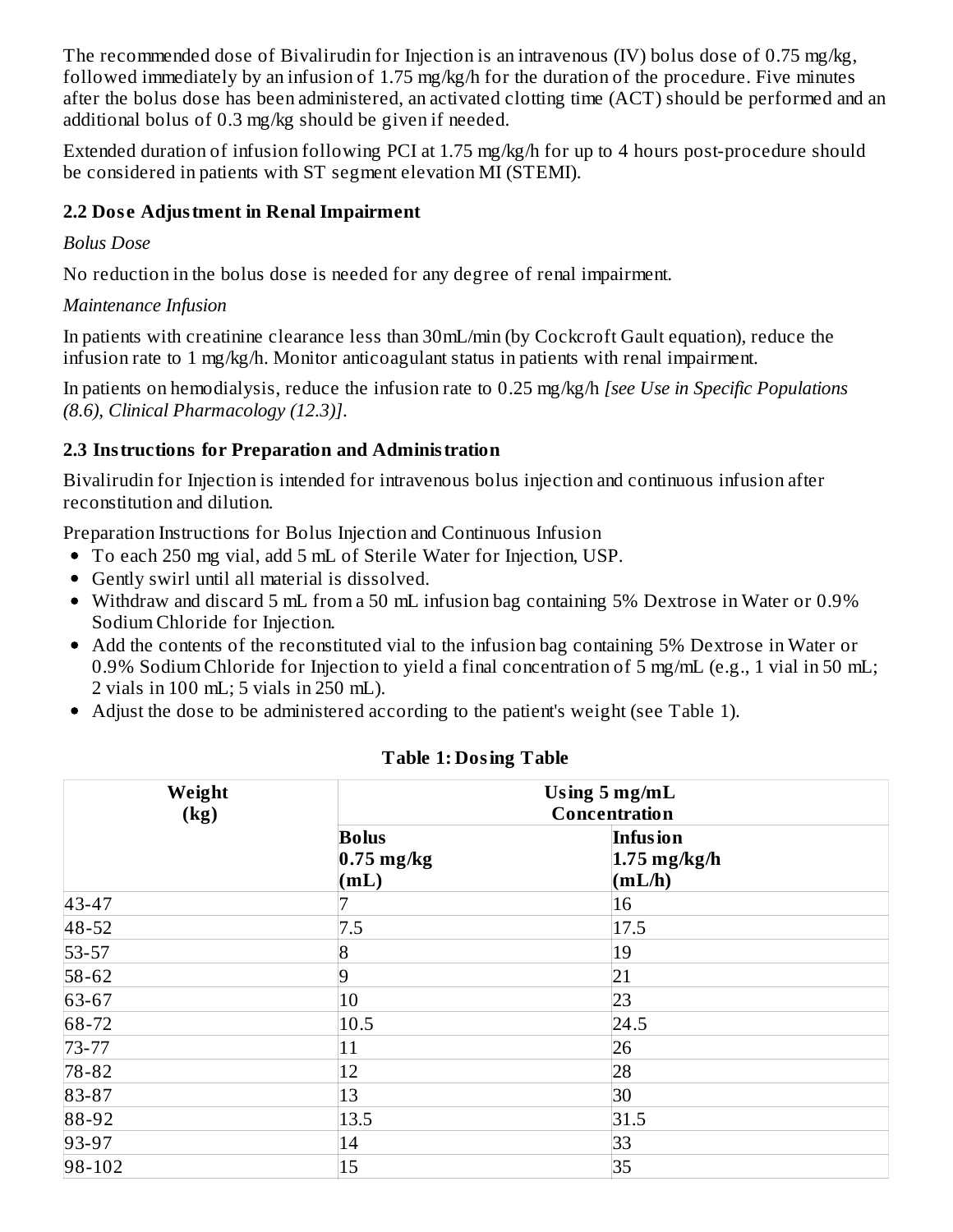The recommended dose of Bivalirudin for Injection is an intravenous (IV) bolus dose of 0.75 mg/kg, followed immediately by an infusion of 1.75 mg/kg/h for the duration of the procedure. Five minutes after the bolus dose has been administered, an activated clotting time (ACT) should be performed and an additional bolus of 0.3 mg/kg should be given if needed.

Extended duration of infusion following PCI at 1.75 mg/kg/h for up to 4 hours post-procedure should be considered in patients with ST segment elevation MI (STEMI).

### 2.2 Dose Adjustment in Renal Impairment

*Bolus Dose*

No reduction in the bolus dose is needed for any degree of renal impairment.

*Maintenance Infusion*

In patients with creatinine clearance less than 30mL/min (by Cockcroft Gault equation), reduce the infusion rate to 1 mg/kg/h. Monitor anticoagulant status in patients with renal impairment.

In patients on hemodialysis, reduce the infusion rate to 0.25 mg/kg/h *[see Use in Specific Populations (8.6), Clinical Pharmacology (12.3)]*.

### 2.3 Instructions for Preparation and Administration

Bivalirudin for Injection is intended for intravenous bolus injection and continuous infusion after reconstitution and dilution.

Preparation Instructions for Bolus Injection and Continuous Infusion

- To each 250 mg vial, add 5 mL of Sterile Water for Injection, USP.
- Gently swirl until all material is dissolved.
- Withdraw and discard 5 mL from a 50 mL infusion bag containing 5% Dextrose in Water or 0.9% Sodium Chloride for Injection.
- Add the contents of the reconstituted vial to the infusion bag containing 5% Dextrose in Water or 0.9% Sodium Chloride for Injection to yield a final concentration of 5 mg/mL (e.g., 1 vial in 50 mL; 2 vials in 100 mL; 5 vials in 250 mL).
- Adjust the dose to be administered according to the patient's weight (see Table 1).

**Table 1: Dosing Table**

| Weight (kg) | Using 5 mg/mL Concentration | |
|---|---|---|
| | **Bolus 0.75 mg/kg (mL)** | **Infusion 1.75 mg/kg/h (mL/h)** |
| 43-47 | 7 | 16 |
| 48-52 | 7.5 | 17.5 |
| 53-57 | 8 | 19 |
| 58-62 | 9 | 21 |
| 63-67 | 10 | 23 |
| 68-72 | 10.5 | 24.5 |
| 73-77 | 11 | 26 |
| 78-82 | 12 | 28 |
| 83-87 | 13 | 30 |
| 88-92 | 13.5 | 31.5 |
| 93-97 | 14 | 33 |
| 98-102 | 15 | 35 |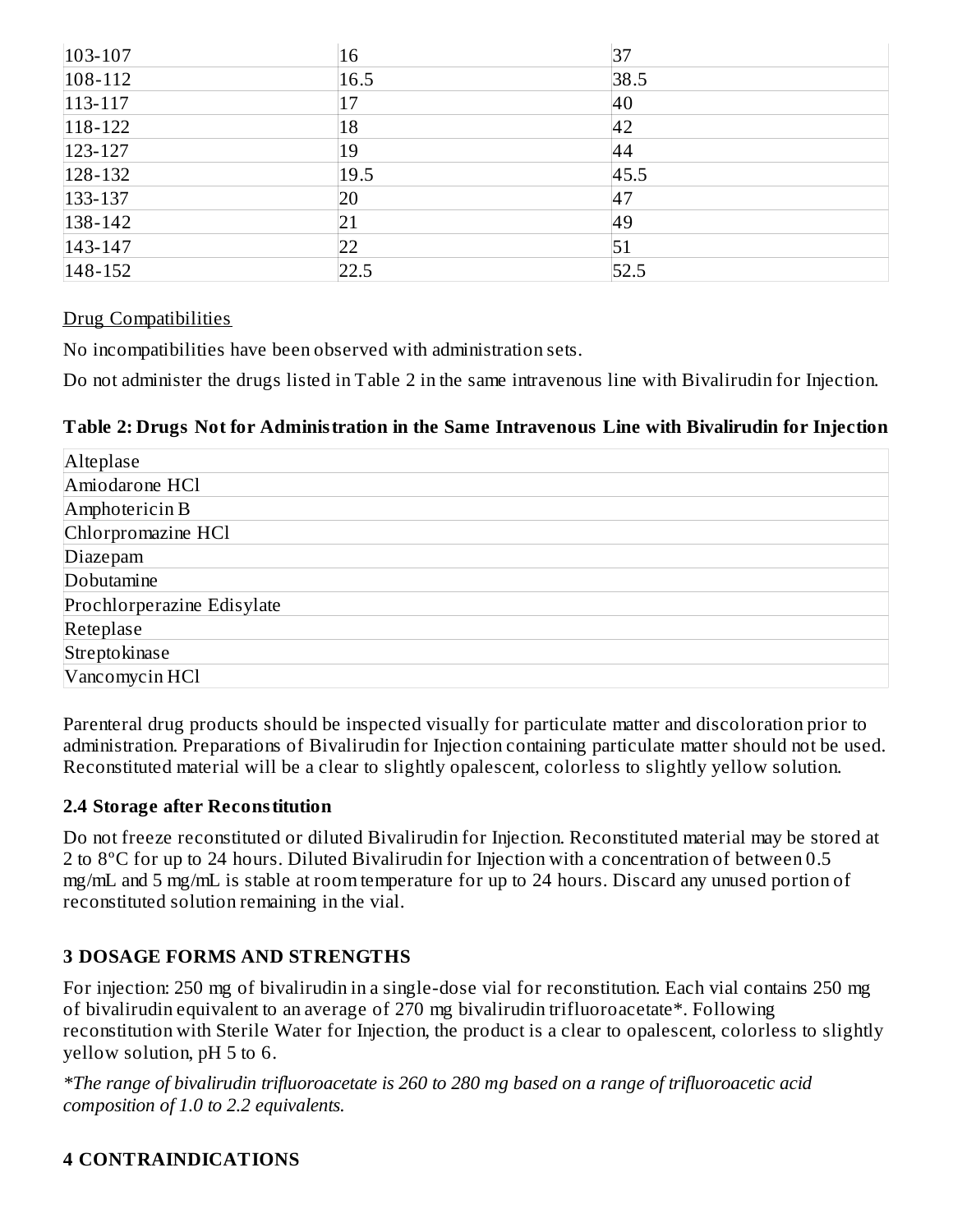| | | |
|---|---|---|
| 103-107 | 16 | 37 |
| 108-112 | 16.5 | 38.5 |
| 113-117 | 17 | 40 |
| 118-122 | 18 | 42 |
| 123-127 | 19 | 44 |
| 128-132 | 19.5 | 45.5 |
| 133-137 | 20 | 47 |
| 138-142 | 21 | 49 |
| 143-147 | 22 | 51 |
| 148-152 | 22.5 | 52.5 |

Drug Compatibilities

No incompatibilities have been observed with administration sets.

Do not administer the drugs listed in Table 2 in the same intravenous line with Bivalirudin for Injection.

**Table 2: Drugs Not for Administration in the Same Intravenous Line with Bivalirudin for Injection**

| |
|---|
| Alteplase |
| Amiodarone HCl |
| Amphotericin B |
| Chlorpromazine HCl |
| Diazepam |
| Dobutamine |
| Prochlorperazine Edisylate |
| Reteplase |
| Streptokinase |
| Vancomycin HCl |

Parenteral drug products should be inspected visually for particulate matter and discoloration prior to administration. Preparations of Bivalirudin for Injection containing particulate matter should not be used. Reconstituted material will be a clear to slightly opalescent, colorless to slightly yellow solution.

### 2.4 Storage after Reconstitution

Do not freeze reconstituted or diluted Bivalirudin for Injection. Reconstituted material may be stored at 2 to 8ºC for up to 24 hours. Diluted Bivalirudin for Injection with a concentration of between 0.5 mg/mL and 5 mg/mL is stable at room temperature for up to 24 hours. Discard any unused portion of reconstituted solution remaining in the vial.

## 3 DOSAGE FORMS AND STRENGTHS

For injection: 250 mg of bivalirudin in a single-dose vial for reconstitution. Each vial contains 250 mg of bivalirudin equivalent to an average of 270 mg bivalirudin trifluoroacetate*. Following reconstitution with Sterile Water for Injection, the product is a clear to opalescent, colorless to slightly yellow solution, pH 5 to 6.

*\*The range of bivalirudin trifluoroacetate is 260 to 280 mg based on a range of trifluoroacetic acid composition of 1.0 to 2.2 equivalents.*

## 4 CONTRAINDICATIONS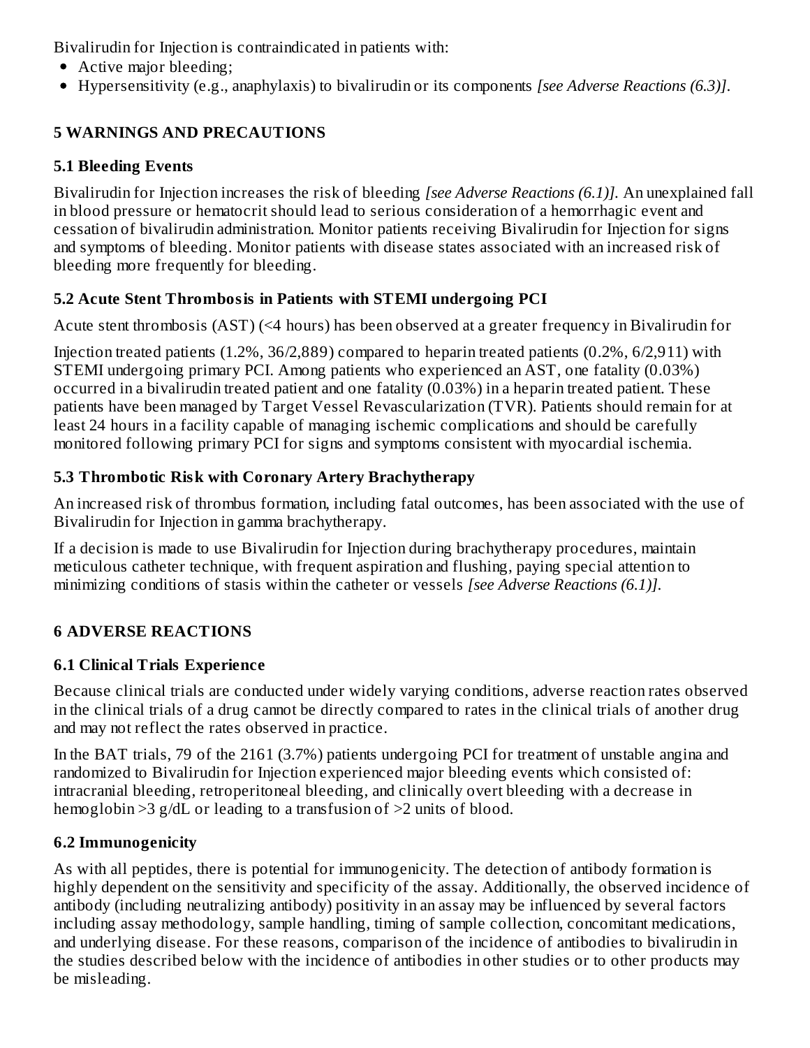Bivalirudin for Injection is contraindicated in patients with:

- Active major bleeding;
- Hypersensitivity (e.g., anaphylaxis) to bivalirudin or its components *[see Adverse Reactions (6.3)]*.

## 5 WARNINGS AND PRECAUTIONS

### 5.1 Bleeding Events

Bivalirudin for Injection increases the risk of bleeding *[see Adverse Reactions (6.1)].* An unexplained fall in blood pressure or hematocrit should lead to serious consideration of a hemorrhagic event and cessation of bivalirudin administration. Monitor patients receiving Bivalirudin for Injection for signs and symptoms of bleeding. Monitor patients with disease states associated with an increased risk of bleeding more frequently for bleeding.

### 5.2 Acute Stent Thrombosis in Patients with STEMI undergoing PCI

Acute stent thrombosis (AST) (<4 hours) has been observed at a greater frequency in Bivalirudin for Injection treated patients (1.2%, 36/2,889) compared to heparin treated patients (0.2%, 6/2,911) with STEMI undergoing primary PCI. Among patients who experienced an AST, one fatality (0.03%) occurred in a bivalirudin treated patient and one fatality (0.03%) in a heparin treated patient. These patients have been managed by Target Vessel Revascularization (TVR). Patients should remain for at least 24 hours in a facility capable of managing ischemic complications and should be carefully monitored following primary PCI for signs and symptoms consistent with myocardial ischemia.

### 5.3 Thrombotic Risk with Coronary Artery Brachytherapy

An increased risk of thrombus formation, including fatal outcomes, has been associated with the use of Bivalirudin for Injection in gamma brachytherapy.

If a decision is made to use Bivalirudin for Injection during brachytherapy procedures, maintain meticulous catheter technique, with frequent aspiration and flushing, paying special attention to minimizing conditions of stasis within the catheter or vessels *[see Adverse Reactions (6.1)].*

## 6 ADVERSE REACTIONS

### 6.1 Clinical Trials Experience

Because clinical trials are conducted under widely varying conditions, adverse reaction rates observed in the clinical trials of a drug cannot be directly compared to rates in the clinical trials of another drug and may not reflect the rates observed in practice.

In the BAT trials, 79 of the 2161 (3.7%) patients undergoing PCI for treatment of unstable angina and randomized to Bivalirudin for Injection experienced major bleeding events which consisted of: intracranial bleeding, retroperitoneal bleeding, and clinically overt bleeding with a decrease in hemoglobin >3 g/dL or leading to a transfusion of >2 units of blood.

### 6.2 Immunogenicity

As with all peptides, there is potential for immunogenicity. The detection of antibody formation is highly dependent on the sensitivity and specificity of the assay. Additionally, the observed incidence of antibody (including neutralizing antibody) positivity in an assay may be influenced by several factors including assay methodology, sample handling, timing of sample collection, concomitant medications, and underlying disease. For these reasons, comparison of the incidence of antibodies to bivalirudin in the studies described below with the incidence of antibodies in other studies or to other products may be misleading.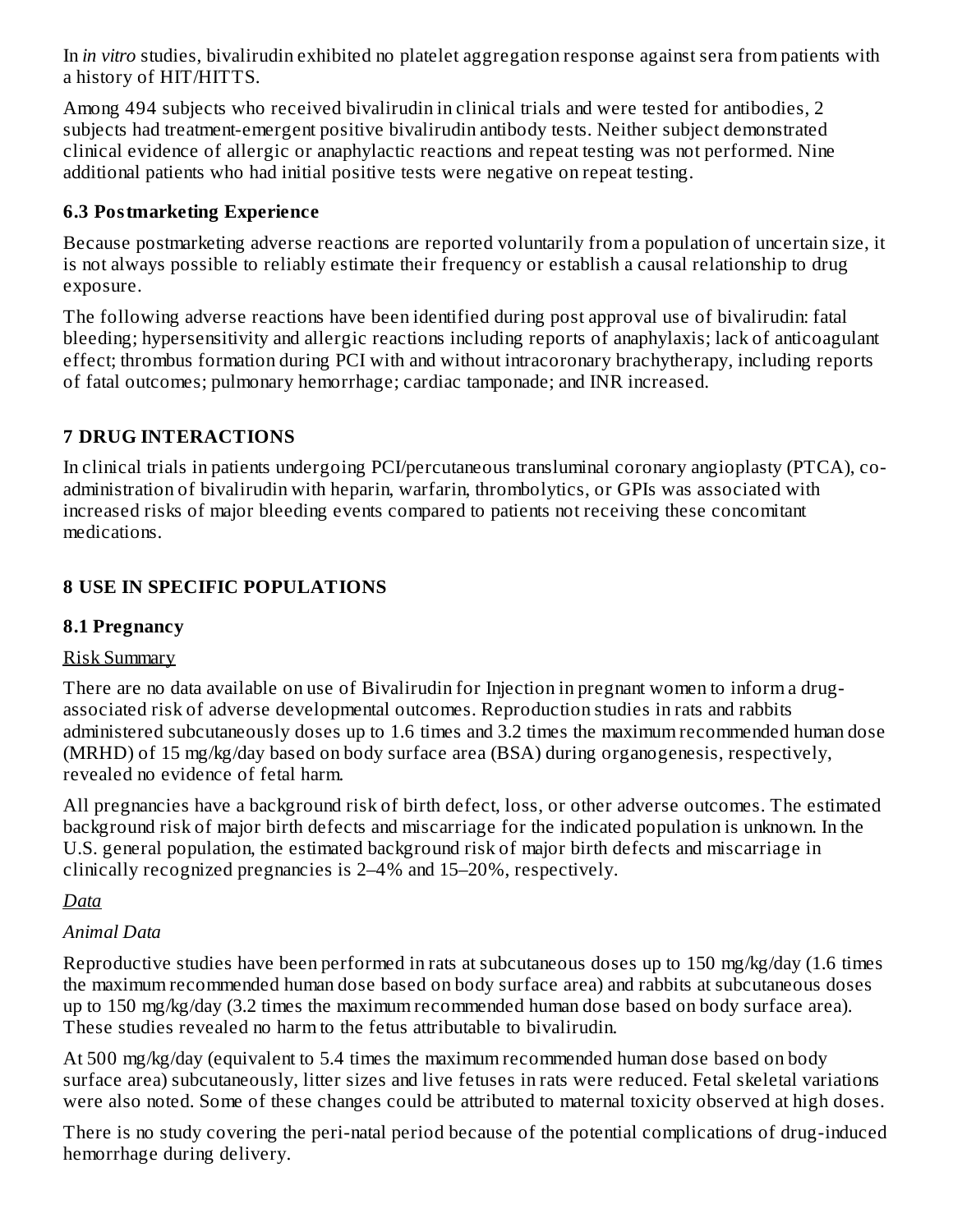In *in vitro* studies, bivalirudin exhibited no platelet aggregation response against sera from patients with a history of HIT/HITTS.

Among 494 subjects who received bivalirudin in clinical trials and were tested for antibodies, 2 subjects had treatment-emergent positive bivalirudin antibody tests. Neither subject demonstrated clinical evidence of allergic or anaphylactic reactions and repeat testing was not performed. Nine additional patients who had initial positive tests were negative on repeat testing.

### 6.3 Postmarketing Experience

Because postmarketing adverse reactions are reported voluntarily from a population of uncertain size, it is not always possible to reliably estimate their frequency or establish a causal relationship to drug exposure.

The following adverse reactions have been identified during post approval use of bivalirudin: fatal bleeding; hypersensitivity and allergic reactions including reports of anaphylaxis; lack of anticoagulant effect; thrombus formation during PCI with and without intracoronary brachytherapy, including reports of fatal outcomes; pulmonary hemorrhage; cardiac tamponade; and INR increased.

## 7 DRUG INTERACTIONS

In clinical trials in patients undergoing PCI/percutaneous transluminal coronary angioplasty (PTCA), co-administration of bivalirudin with heparin, warfarin, thrombolytics, or GPIs was associated with increased risks of major bleeding events compared to patients not receiving these concomitant medications.

## 8 USE IN SPECIFIC POPULATIONS

### 8.1 Pregnancy

Risk Summary

There are no data available on use of Bivalirudin for Injection in pregnant women to inform a drug-associated risk of adverse developmental outcomes. Reproduction studies in rats and rabbits administered subcutaneously doses up to 1.6 times and 3.2 times the maximum recommended human dose (MRHD) of 15 mg/kg/day based on body surface area (BSA) during organogenesis, respectively, revealed no evidence of fetal harm.

All pregnancies have a background risk of birth defect, loss, or other adverse outcomes. The estimated background risk of major birth defects and miscarriage for the indicated population is unknown. In the U.S. general population, the estimated background risk of major birth defects and miscarriage in clinically recognized pregnancies is 2–4% and 15–20%, respectively.

*Data*

*Animal Data*

Reproductive studies have been performed in rats at subcutaneous doses up to 150 mg/kg/day (1.6 times the maximum recommended human dose based on body surface area) and rabbits at subcutaneous doses up to 150 mg/kg/day (3.2 times the maximum recommended human dose based on body surface area). These studies revealed no harm to the fetus attributable to bivalirudin.

At 500 mg/kg/day (equivalent to 5.4 times the maximum recommended human dose based on body surface area) subcutaneously, litter sizes and live fetuses in rats were reduced. Fetal skeletal variations were also noted. Some of these changes could be attributed to maternal toxicity observed at high doses.

There is no study covering the peri-natal period because of the potential complications of drug-induced hemorrhage during delivery.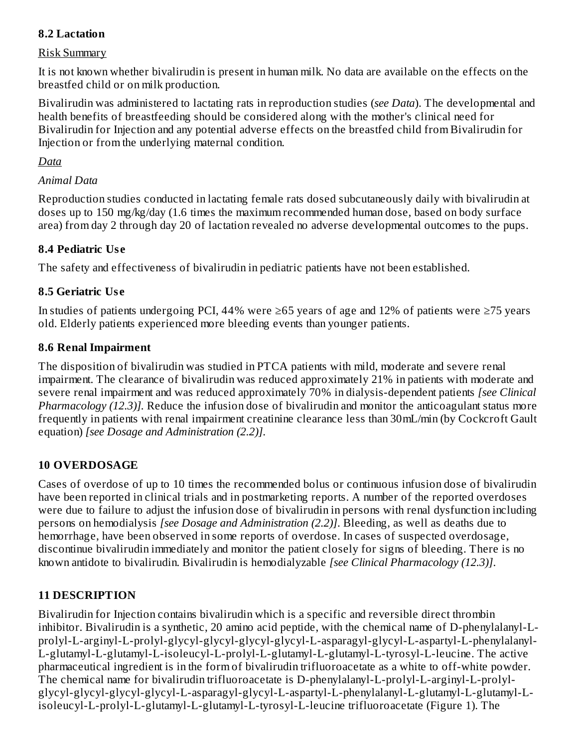### 8.2 Lactation

Risk Summary

It is not known whether bivalirudin is present in human milk. No data are available on the effects on the breastfed child or on milk production.

Bivalirudin was administered to lactating rats in reproduction studies (*see Data*). The developmental and health benefits of breastfeeding should be considered along with the mother's clinical need for Bivalirudin for Injection and any potential adverse effects on the breastfed child from Bivalirudin for Injection or from the underlying maternal condition.

*Data*

*Animal Data*

Reproduction studies conducted in lactating female rats dosed subcutaneously daily with bivalirudin at doses up to 150 mg/kg/day (1.6 times the maximum recommended human dose, based on body surface area) from day 2 through day 20 of lactation revealed no adverse developmental outcomes to the pups.

### 8.4 Pediatric Use

The safety and effectiveness of bivalirudin in pediatric patients have not been established.

### 8.5 Geriatric Use

In studies of patients undergoing PCI, 44% were ≥65 years of age and 12% of patients were ≥75 years old. Elderly patients experienced more bleeding events than younger patients.

### 8.6 Renal Impairment

The disposition of bivalirudin was studied in PTCA patients with mild, moderate and severe renal impairment. The clearance of bivalirudin was reduced approximately 21% in patients with moderate and severe renal impairment and was reduced approximately 70% in dialysis-dependent patients *[see Clinical Pharmacology (12.3)]*. Reduce the infusion dose of bivalirudin and monitor the anticoagulant status more frequently in patients with renal impairment creatinine clearance less than 30mL/min (by Cockcroft Gault equation) *[see Dosage and Administration (2.2)]*.

## 10 OVERDOSAGE

Cases of overdose of up to 10 times the recommended bolus or continuous infusion dose of bivalirudin have been reported in clinical trials and in postmarketing reports. A number of the reported overdoses were due to failure to adjust the infusion dose of bivalirudin in persons with renal dysfunction including persons on hemodialysis *[see Dosage and Administration (2.2)]*. Bleeding, as well as deaths due to hemorrhage, have been observed in some reports of overdose. In cases of suspected overdosage, discontinue bivalirudin immediately and monitor the patient closely for signs of bleeding. There is no known antidote to bivalirudin. Bivalirudin is hemodialyzable *[see Clinical Pharmacology (12.3)]*.

## 11 DESCRIPTION

Bivalirudin for Injection contains bivalirudin which is a specific and reversible direct thrombin inhibitor. Bivalirudin is a synthetic, 20 amino acid peptide, with the chemical name of D-phenylalanyl-L-prolyl-L-arginyl-L-prolyl-glycyl-glycyl-glycyl-glycyl-L-asparagyl-glycyl-L-aspartyl-L-phenylalanyl-L-glutamyl-L-glutamyl-L-isoleucyl-L-prolyl-L-glutamyl-L-glutamyl-L-tyrosyl-L-leucine. The active pharmaceutical ingredient is in the form of bivalirudin trifluoroacetate as a white to off-white powder. The chemical name for bivalirudin trifluoroacetate is D-phenylalanyl-L-prolyl-L-arginyl-L-prolyl-glycyl-glycyl-glycyl-glycyl-L-asparagyl-glycyl-L-aspartyl-L-phenylalanyl-L-glutamyl-L-glutamyl-L-isoleucyl-L-prolyl-L-glutamyl-L-glutamyl-L-tyrosyl-L-leucine trifluoroacetate (Figure 1). The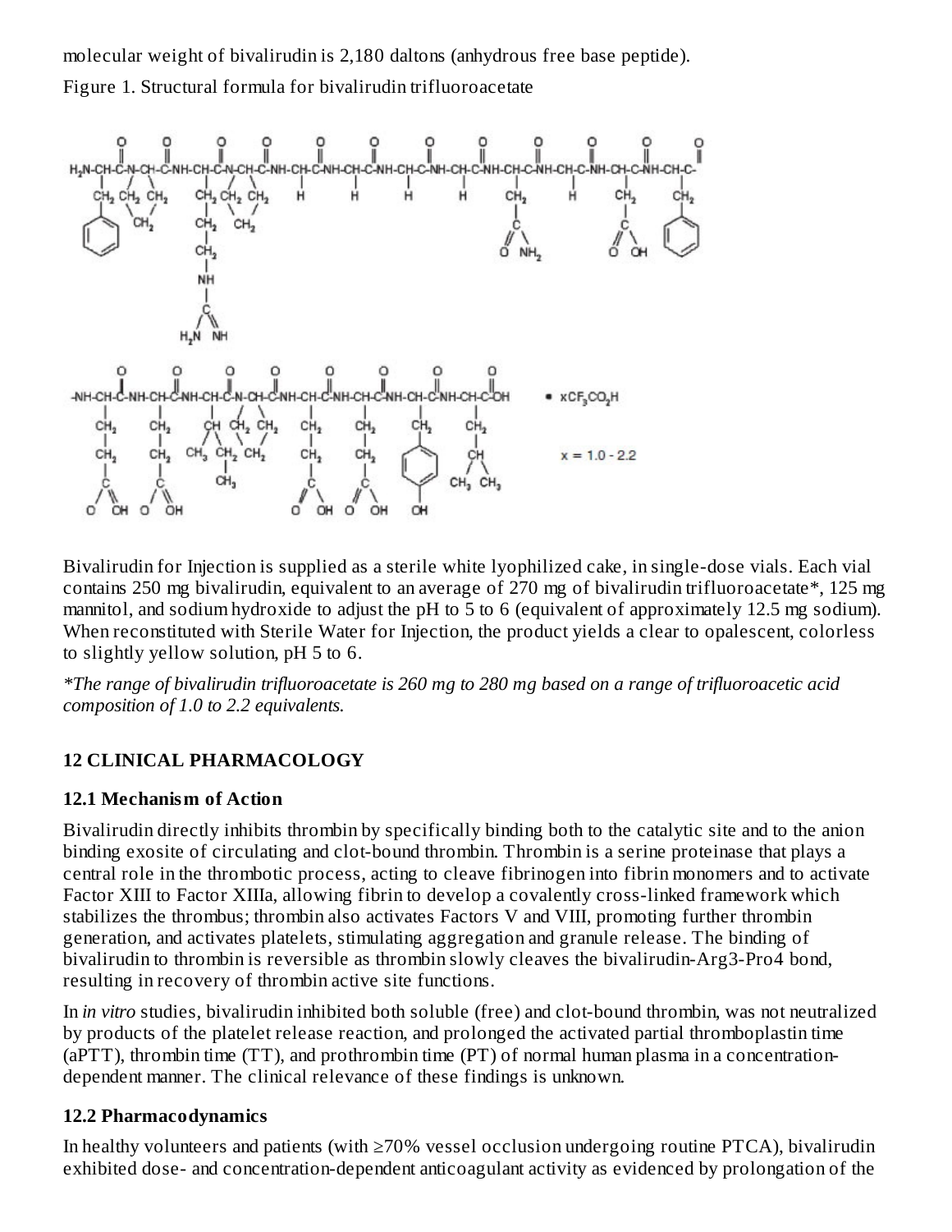molecular weight of bivalirudin is 2,180 daltons (anhydrous free base peptide).

Figure 1. Structural formula for bivalirudin trifluoroacetate

Bivalirudin for Injection is supplied as a sterile white lyophilized cake, in single-dose vials. Each vial contains 250 mg bivalirudin, equivalent to an average of 270 mg of bivalirudin trifluoroacetate*, 125 mg mannitol, and sodium hydroxide to adjust the pH to 5 to 6 (equivalent of approximately 12.5 mg sodium). When reconstituted with Sterile Water for Injection, the product yields a clear to opalescent, colorless to slightly yellow solution, pH 5 to 6.

*\*The range of bivalirudin trifluoroacetate is 260 mg to 280 mg based on a range of trifluoroacetic acid composition of 1.0 to 2.2 equivalents.*

## 12 CLINICAL PHARMACOLOGY

### 12.1 Mechanism of Action

Bivalirudin directly inhibits thrombin by specifically binding both to the catalytic site and to the anion binding exosite of circulating and clot-bound thrombin. Thrombin is a serine proteinase that plays a central role in the thrombotic process, acting to cleave fibrinogen into fibrin monomers and to activate Factor XIII to Factor XIIIa, allowing fibrin to develop a covalently cross-linked framework which stabilizes the thrombus; thrombin also activates Factors V and VIII, promoting further thrombin generation, and activates platelets, stimulating aggregation and granule release. The binding of bivalirudin to thrombin is reversible as thrombin slowly cleaves the bivalirudin-Arg3-Pro4 bond, resulting in recovery of thrombin active site functions.

In *in vitro* studies, bivalirudin inhibited both soluble (free) and clot-bound thrombin, was not neutralized by products of the platelet release reaction, and prolonged the activated partial thromboplastin time (aPTT), thrombin time (TT), and prothrombin time (PT) of normal human plasma in a concentration-dependent manner. The clinical relevance of these findings is unknown.

### 12.2 Pharmacodynamics

In healthy volunteers and patients (with ≥70% vessel occlusion undergoing routine PTCA), bivalirudin exhibited dose- and concentration-dependent anticoagulant activity as evidenced by prolongation of the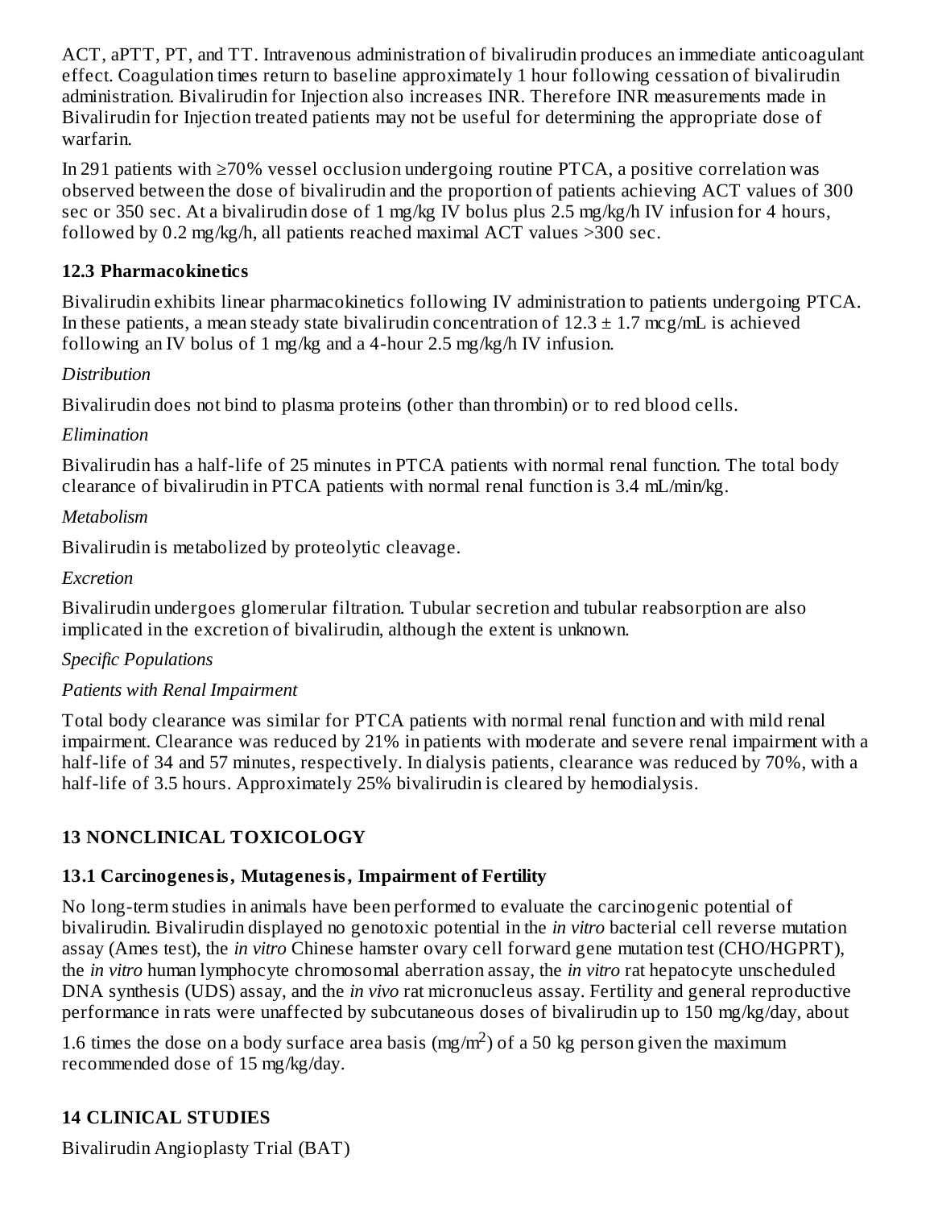ACT, aPTT, PT, and TT. Intravenous administration of bivalirudin produces an immediate anticoagulant effect. Coagulation times return to baseline approximately 1 hour following cessation of bivalirudin administration. Bivalirudin for Injection also increases INR. Therefore INR measurements made in Bivalirudin for Injection treated patients may not be useful for determining the appropriate dose of warfarin.

In 291 patients with ≥70% vessel occlusion undergoing routine PTCA, a positive correlation was observed between the dose of bivalirudin and the proportion of patients achieving ACT values of 300 sec or 350 sec. At a bivalirudin dose of 1 mg/kg IV bolus plus 2.5 mg/kg/h IV infusion for 4 hours, followed by 0.2 mg/kg/h, all patients reached maximal ACT values >300 sec.

### 12.3 Pharmacokinetics

Bivalirudin exhibits linear pharmacokinetics following IV administration to patients undergoing PTCA. In these patients, a mean steady state bivalirudin concentration of 12.3 ± 1.7 mcg/mL is achieved following an IV bolus of 1 mg/kg and a 4-hour 2.5 mg/kg/h IV infusion.

*Distribution*

Bivalirudin does not bind to plasma proteins (other than thrombin) or to red blood cells.

*Elimination*

Bivalirudin has a half-life of 25 minutes in PTCA patients with normal renal function. The total body clearance of bivalirudin in PTCA patients with normal renal function is 3.4 mL/min/kg.

*Metabolism*

Bivalirudin is metabolized by proteolytic cleavage.

*Excretion*

Bivalirudin undergoes glomerular filtration. Tubular secretion and tubular reabsorption are also implicated in the excretion of bivalirudin, although the extent is unknown.

*Specific Populations*

*Patients with Renal Impairment*

Total body clearance was similar for PTCA patients with normal renal function and with mild renal impairment. Clearance was reduced by 21% in patients with moderate and severe renal impairment with a half-life of 34 and 57 minutes, respectively. In dialysis patients, clearance was reduced by 70%, with a half-life of 3.5 hours. Approximately 25% bivalirudin is cleared by hemodialysis.

## 13 NONCLINICAL TOXICOLOGY

### 13.1 Carcinogenesis, Mutagenesis, Impairment of Fertility

No long-term studies in animals have been performed to evaluate the carcinogenic potential of bivalirudin. Bivalirudin displayed no genotoxic potential in the *in vitro* bacterial cell reverse mutation assay (Ames test), the *in vitro* Chinese hamster ovary cell forward gene mutation test (CHO/HGPRT), the *in vitro* human lymphocyte chromosomal aberration assay, the *in vitro* rat hepatocyte unscheduled DNA synthesis (UDS) assay, and the *in vivo* rat micronucleus assay. Fertility and general reproductive performance in rats were unaffected by subcutaneous doses of bivalirudin up to 150 mg/kg/day, about 1.6 times the dose on a body surface area basis ($mg/m^2$) of a 50 kg person given the maximum recommended dose of 15 mg/kg/day.

## 14 CLINICAL STUDIES

Bivalirudin Angioplasty Trial (BAT)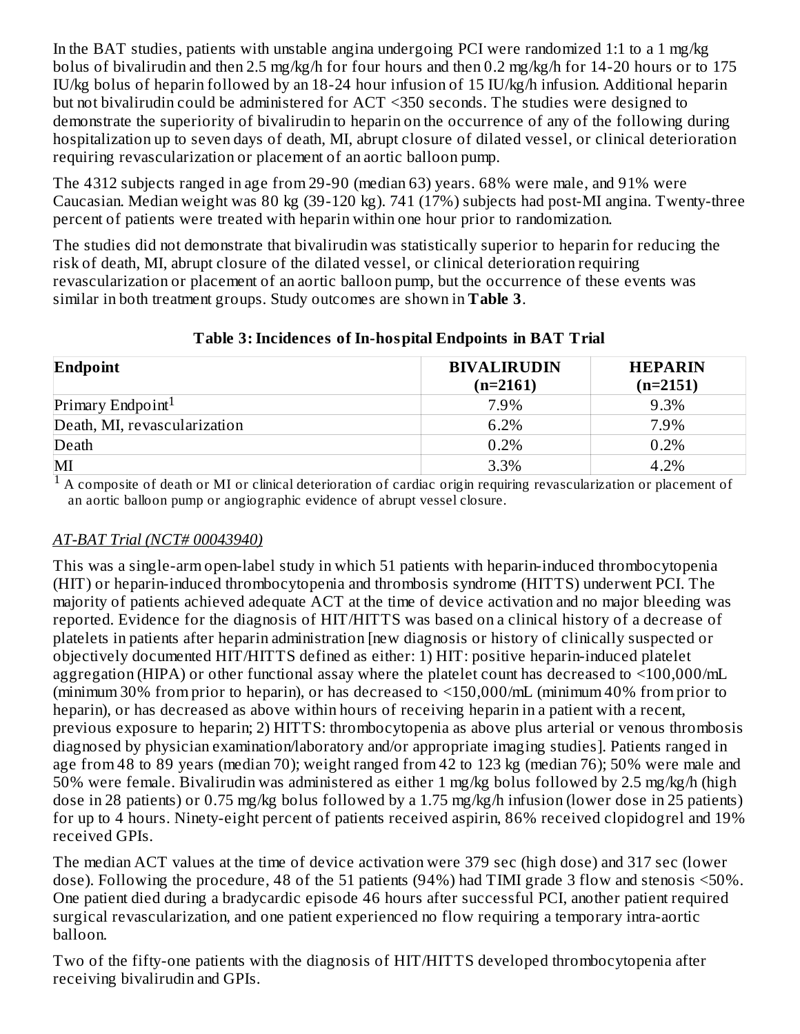In the BAT studies, patients with unstable angina undergoing PCI were randomized 1:1 to a 1 mg/kg bolus of bivalirudin and then 2.5 mg/kg/h for four hours and then 0.2 mg/kg/h for 14-20 hours or to 175 IU/kg bolus of heparin followed by an 18-24 hour infusion of 15 IU/kg/h infusion. Additional heparin but not bivalirudin could be administered for ACT <350 seconds. The studies were designed to demonstrate the superiority of bivalirudin to heparin on the occurrence of any of the following during hospitalization up to seven days of death, MI, abrupt closure of dilated vessel, or clinical deterioration requiring revascularization or placement of an aortic balloon pump.

The 4312 subjects ranged in age from 29-90 (median 63) years. 68% were male, and 91% were Caucasian. Median weight was 80 kg (39-120 kg). 741 (17%) subjects had post-MI angina. Twenty-three percent of patients were treated with heparin within one hour prior to randomization.

The studies did not demonstrate that bivalirudin was statistically superior to heparin for reducing the risk of death, MI, abrupt closure of the dilated vessel, or clinical deterioration requiring revascularization or placement of an aortic balloon pump, but the occurrence of these events was similar in both treatment groups. Study outcomes are shown in **Table 3**.

**Table 3: Incidences of In-hospital Endpoints in BAT Trial**

| Endpoint | BIVALIRUDIN (n=2161) | HEPARIN (n=2151) |
|---|---|---|
| Primary Endpoint[1] | 7.9% | 9.3% |
| Death, MI, revascularization | 6.2% | 7.9% |
| Death | 0.2% | 0.2% |
| MI | 3.3% | 4.2% |

[1] A composite of death or MI or clinical deterioration of cardiac origin requiring revascularization or placement of an aortic balloon pump or angiographic evidence of abrupt vessel closure.

*AT-BAT Trial (NCT# 00043940)*

This was a single-arm open-label study in which 51 patients with heparin-induced thrombocytopenia (HIT) or heparin-induced thrombocytopenia and thrombosis syndrome (HITTS) underwent PCI. The majority of patients achieved adequate ACT at the time of device activation and no major bleeding was reported. Evidence for the diagnosis of HIT/HITTS was based on a clinical history of a decrease of platelets in patients after heparin administration [new diagnosis or history of clinically suspected or objectively documented HIT/HITTS defined as either: 1) HIT: positive heparin-induced platelet aggregation (HIPA) or other functional assay where the platelet count has decreased to <100,000/mL (minimum 30% from prior to heparin), or has decreased to <150,000/mL (minimum 40% from prior to heparin), or has decreased as above within hours of receiving heparin in a patient with a recent, previous exposure to heparin; 2) HITTS: thrombocytopenia as above plus arterial or venous thrombosis diagnosed by physician examination/laboratory and/or appropriate imaging studies]. Patients ranged in age from 48 to 89 years (median 70); weight ranged from 42 to 123 kg (median 76); 50% were male and 50% were female. Bivalirudin was administered as either 1 mg/kg bolus followed by 2.5 mg/kg/h (high dose in 28 patients) or 0.75 mg/kg bolus followed by a 1.75 mg/kg/h infusion (lower dose in 25 patients) for up to 4 hours. Ninety-eight percent of patients received aspirin, 86% received clopidogrel and 19% received GPIs.

The median ACT values at the time of device activation were 379 sec (high dose) and 317 sec (lower dose). Following the procedure, 48 of the 51 patients (94%) had TIMI grade 3 flow and stenosis <50%. One patient died during a bradycardic episode 46 hours after successful PCI, another patient required surgical revascularization, and one patient experienced no flow requiring a temporary intra-aortic balloon.

Two of the fifty-one patients with the diagnosis of HIT/HITTS developed thrombocytopenia after receiving bivalirudin and GPIs.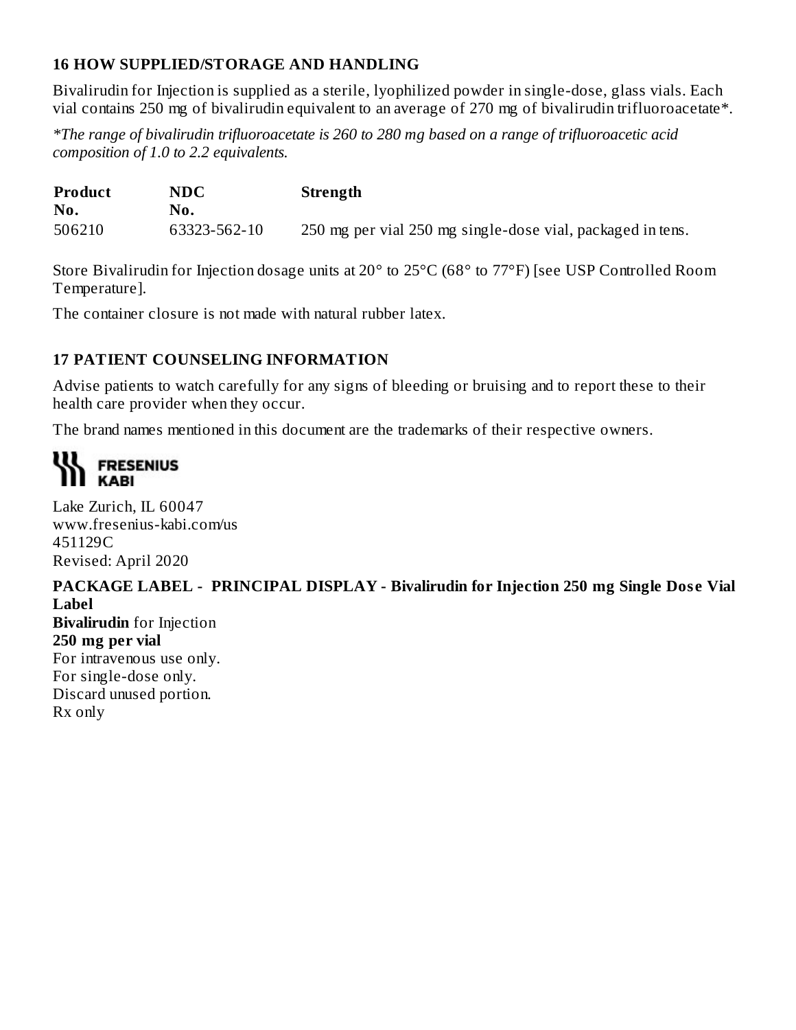## 16 HOW SUPPLIED/STORAGE AND HANDLING

Bivalirudin for Injection is supplied as a sterile, lyophilized powder in single-dose, glass vials. Each vial contains 250 mg of bivalirudin equivalent to an average of 270 mg of bivalirudin trifluoroacetate*.

*\*The range of bivalirudin trifluoroacetate is 260 to 280 mg based on a range of trifluoroacetic acid composition of 1.0 to 2.2 equivalents.*

| Product No. | NDC No. | Strength |
|---|---|---|
| 506210 | 63323-562-10 | 250 mg per vial 250 mg single-dose vial, packaged in tens. |

Store Bivalirudin for Injection dosage units at 20° to 25°C (68° to 77°F) [see USP Controlled Room Temperature].

The container closure is not made with natural rubber latex.

## 17 PATIENT COUNSELING INFORMATION

Advise patients to watch carefully for any signs of bleeding or bruising and to report these to their health care provider when they occur.

The brand names mentioned in this document are the trademarks of their respective owners.

FRESENIUS KABI

Lake Zurich, IL 60047
www.fresenius-kabi.com/us
451129C
Revised: April 2020

**PACKAGE LABEL - PRINCIPAL DISPLAY - Bivalirudin for Injection 250 mg Single Dose Vial Label**

**Bivalirudin** for Injection
**250 mg per vial**
For intravenous use only.
For single-dose only.
Discard unused portion.
Rx only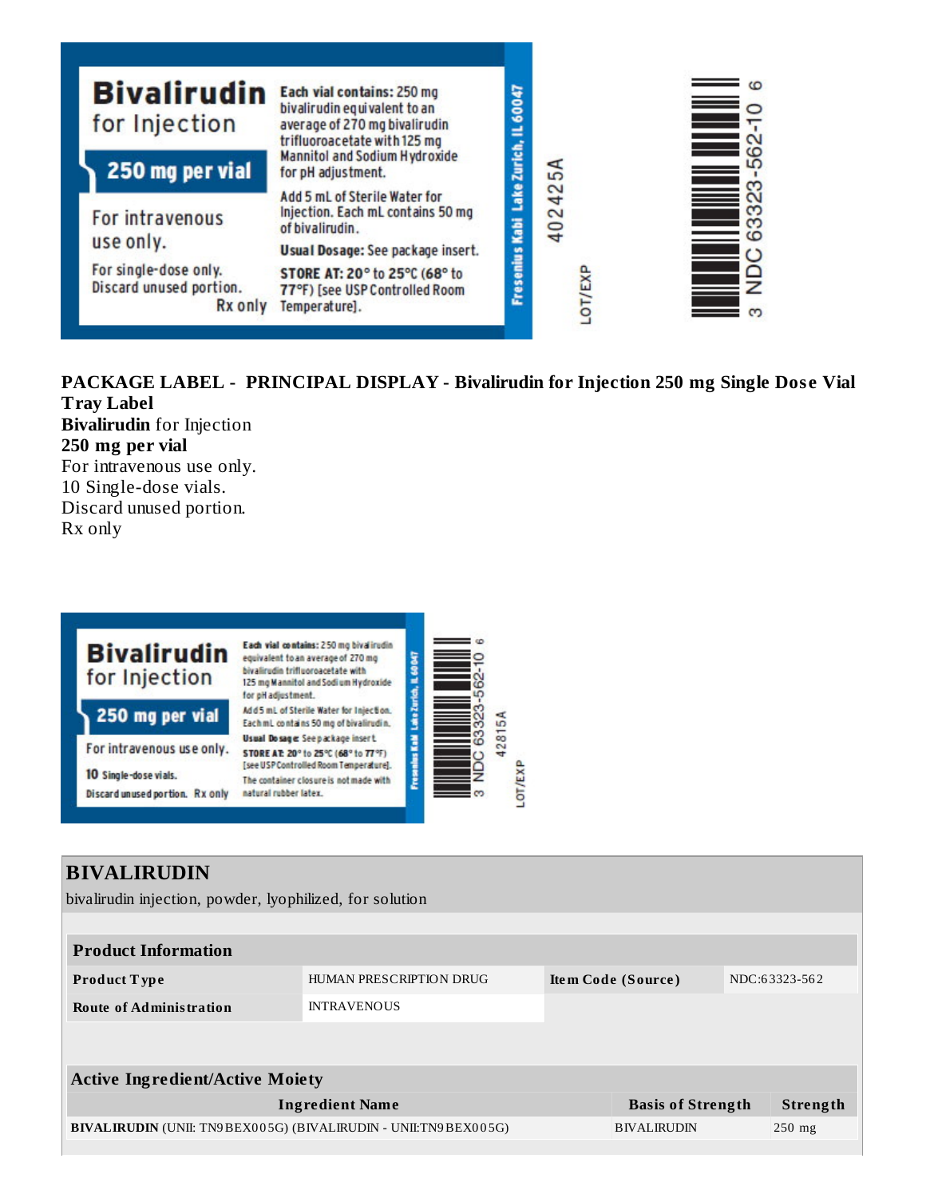**Bivalirudin** for Injection

**250 mg per vial**

For intravenous use only.

For single-dose only.
Discard unused portion.
Rx only

**Each vial contains:** 250 mg bivalirudin equivalent to an average of 270 mg bivalirudin trifluoroacetate with 125 mg Mannitol and Sodium Hydroxide for pH adjustment.

Add 5 mL of Sterile Water for Injection. Each mL contains 50 mg of bivalirudin.

**Usual Dosage:** See package insert.

**STORE AT: 20° to 25°C (68° to 77°F)** [see USP Controlled Room Temperature].

Fresenius Kabi Lake Zurich, IL 60047

402425A

LOT/EXP

3 NDC 63323-562-10 6

**PACKAGE LABEL - PRINCIPAL DISPLAY - Bivalirudin for Injection 250 mg Single Dose Vial Tray Label**

**Bivalirudin** for Injection
**250 mg per vial**
For intravenous use only.
10 Single-dose vials.
Discard unused portion.
Rx only

**Bivalirudin** for Injection

**250 mg per vial**

For intravenous use only.

**10** Single-dose vials.

Discard unused portion. Rx only

**Each vial contains:** 250 mg bivalirudin equivalent to an average of 270 mg bivalirudin trifluoroacetate with 125 mg Mannitol and Sodium Hydroxide for pH adjustment.

Add 5 mL of Sterile Water for Injection. Each mL contains 50 mg of bivalirudin.

**Usual Dosage:** See package insert.

**STORE AT: 20° to 25°C (68° to 77°F)** [see USP Controlled Room Temperature].

The container closure is not made with natural rubber latex.

Fresenius Kabi Lake Zurich, IL 60047

3 NDC 63323-562-10 6

42815A

LOT/EXP

## BIVALIRUDIN

bivalirudin injection, powder, lyophilized, for solution

| **Product Information** | | | |
|---|---|---|---|
| **Product Type** | HUMAN PRESCRIPTION DRUG | **Item Code (Source)** | NDC:63323-562 |
| **Route of Administration** | INTRAVENOUS | | |

| **Active Ingredient/Active Moiety** | | |
|---|---|---|
| **Ingredient Name** | **Basis of Strength** | **Strength** |
| **BIVALIRUDIN** (UNII: TN9BEX005G) (BIVALIRUDIN - UNII:TN9BEX005G) | BIVALIRUDIN | 250 mg |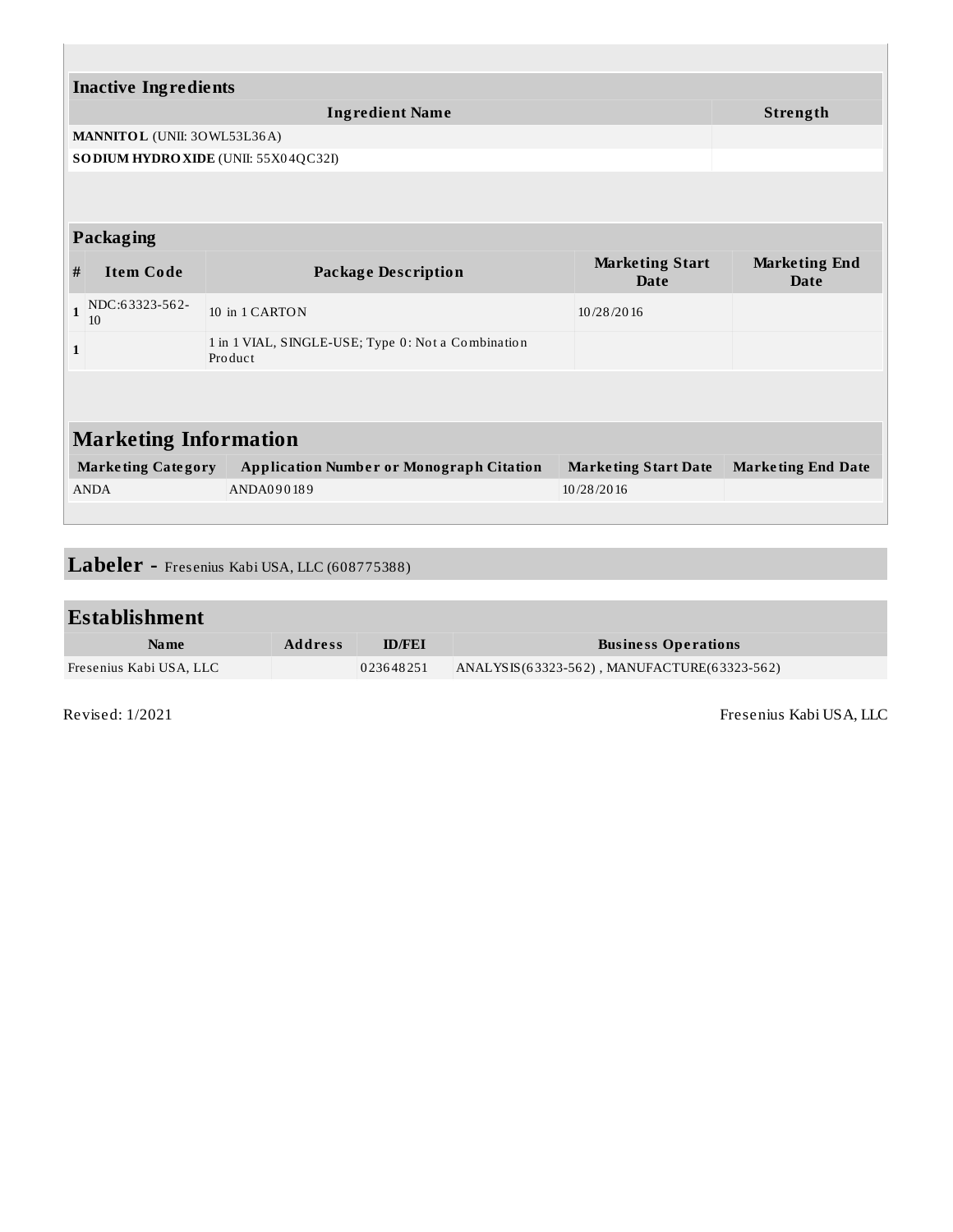## Inactive Ingredients

| Ingredient Name | Strength |
| --- | --- |
| **MANNITOL** (UNII: 3OWL53L36A) | |
| **SODIUM HYDROXIDE** (UNII: 55X04QC32I) | |

## Packaging

| # | Item Code | Package Description | Marketing Start Date | Marketing End Date |
| --- | --- | --- | --- | --- |
| 1 | NDC:63323-562-10 | 10 in 1 CARTON | 10/28/2016 | |
| 1 | | 1 in 1 VIAL, SINGLE-USE; Type 0: Not a Combination Product | | |

## Marketing Information

| Marketing Category | Application Number or Monograph Citation | Marketing Start Date | Marketing End Date |
| --- | --- | --- | --- |
| ANDA | ANDA090189 | 10/28/2016 | |

## Labeler - Fresenius Kabi USA, LLC (608775388)

## Establishment

| Name | Address | ID/FEI | Business Operations |
| --- | --- | --- | --- |
| Fresenius Kabi USA, LLC | | 023648251 | ANALYSIS(63323-562) , MANUFACTURE(63323-562) |

Revised: 1/2021

Fresenius Kabi USA, LLC